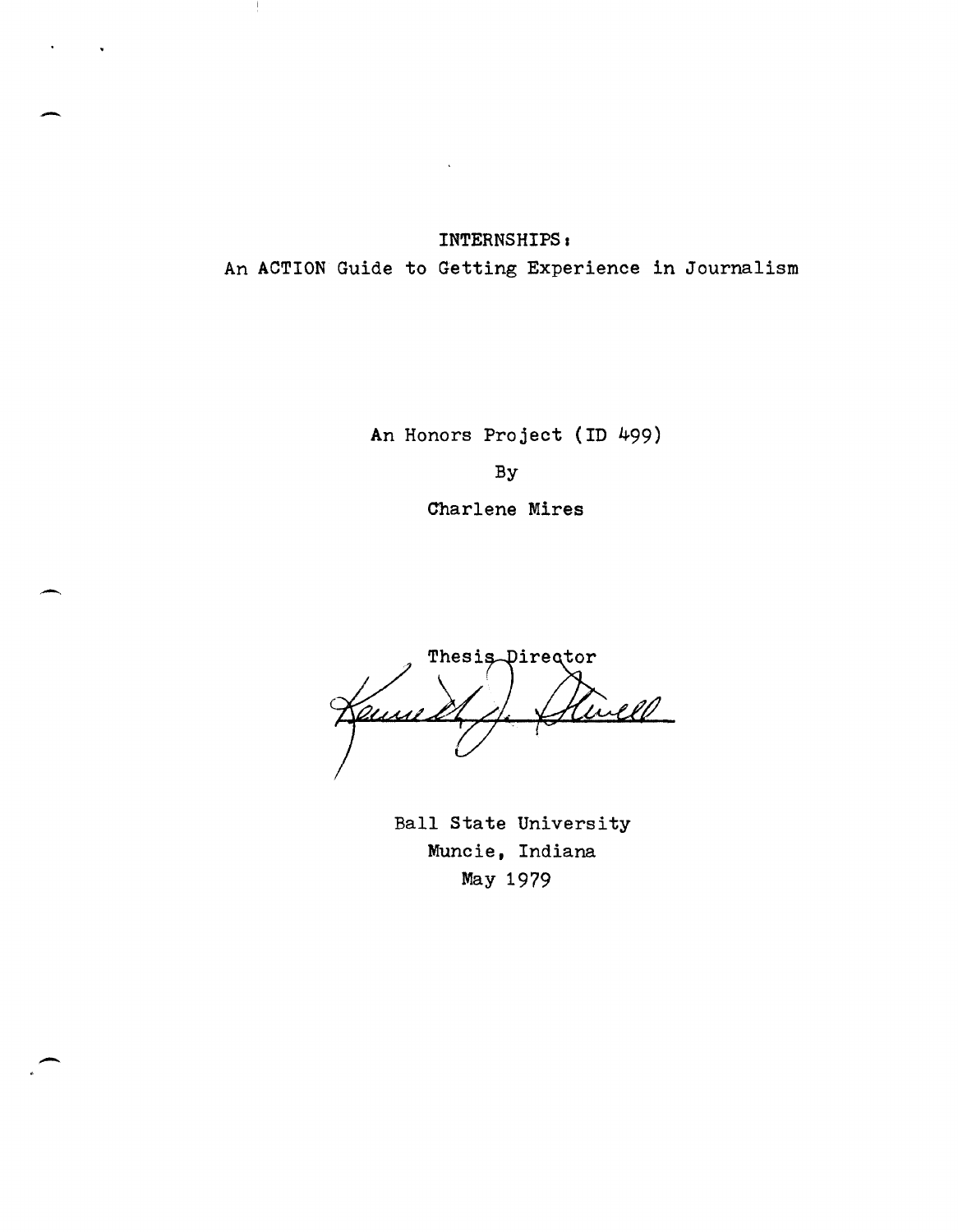# INTERNSHIPS:
## An ACTION Guide to Getting Experience in Journalism

An Honors Project (ID 499)

By

Charlene Mires

Thesis Director

Ball State University

Muncie, Indiana

May 1979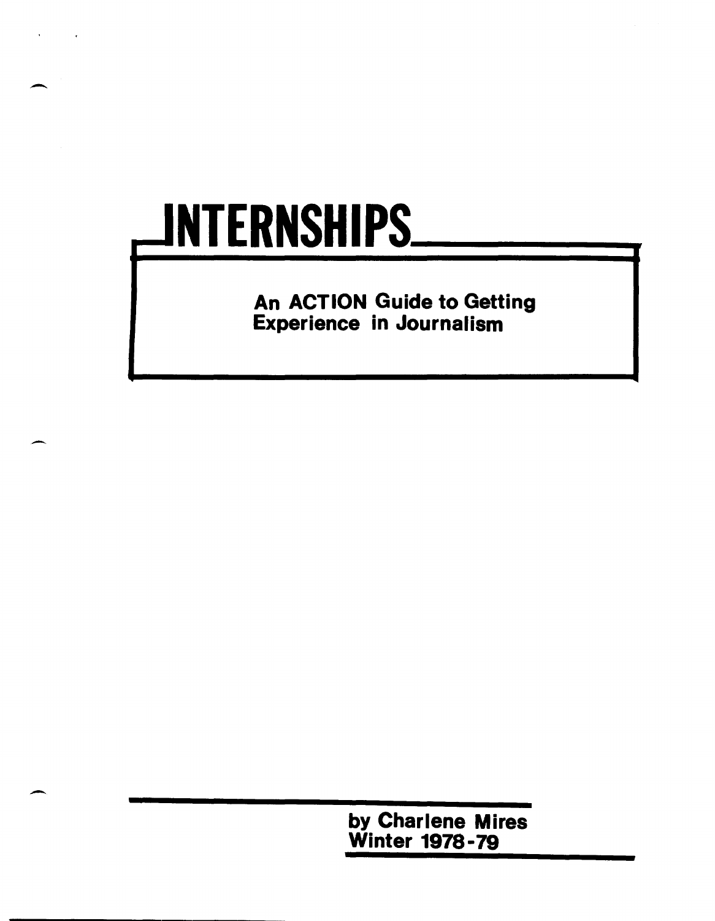# INTERNSHIPS

**An ACTION Guide to Getting Experience in Journalism**

**by Charlene Mires**
**Winter 1978-79**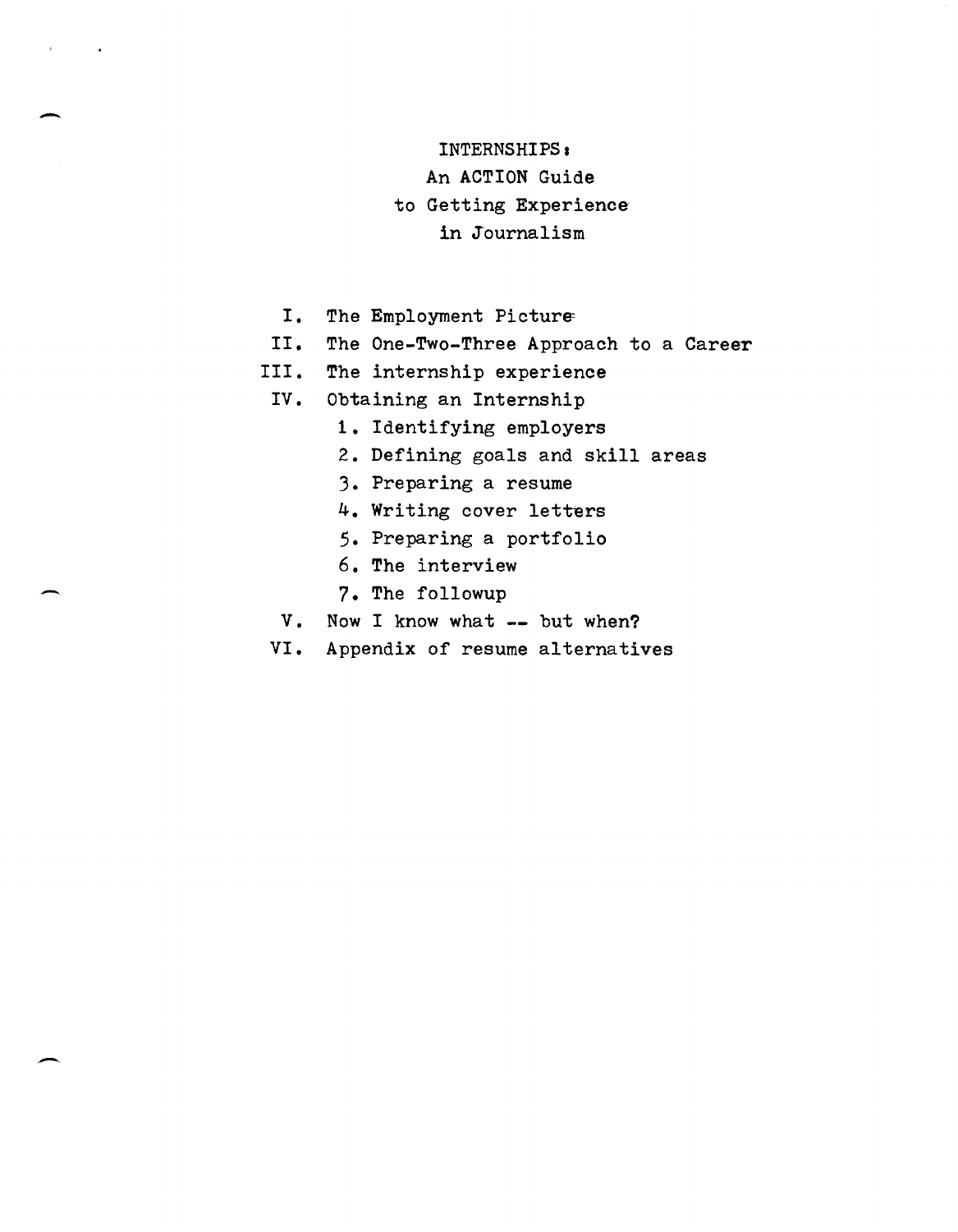# INTERNSHIPS: An ACTION Guide to Getting Experience in Journalism

I. The Employment Picture

II. The One-Two-Three Approach to a Career

III. The internship experience

IV. Obtaining an Internship

1. Identifying employers
2. Defining goals and skill areas
3. Preparing a resume
4. Writing cover letters
5. Preparing a portfolio
6. The interview
7. The followup

V. Now I know what -- but when?

VI. Appendix of resume alternatives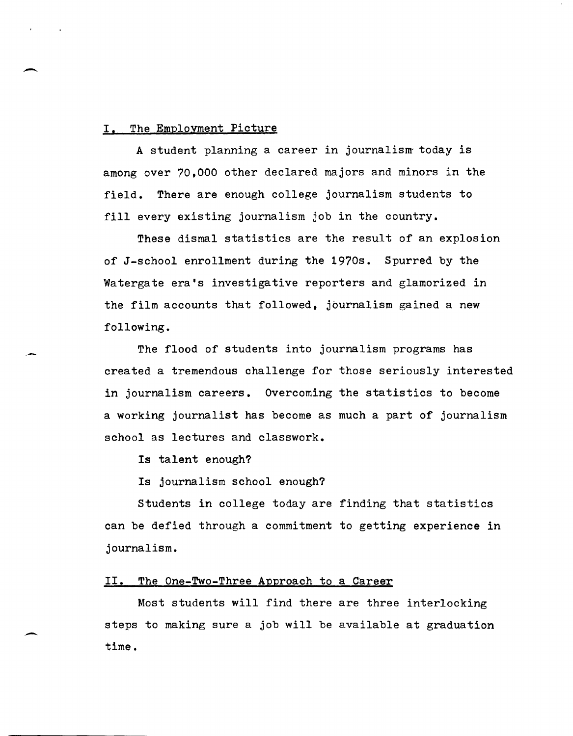## I. The Employment Picture

A student planning a career in journalism today is among over 70,000 other declared majors and minors in the field. There are enough college journalism students to fill every existing journalism job in the country.

These dismal statistics are the result of an explosion of J-school enrollment during the 1970s. Spurred by the Watergate era's investigative reporters and glamorized in the film accounts that followed, journalism gained a new following.

The flood of students into journalism programs has created a tremendous challenge for those seriously interested in journalism careers. Overcoming the statistics to become a working journalist has become as much a part of journalism school as lectures and classwork.

Is talent enough?

Is journalism school enough?

Students in college today are finding that statistics can be defied through a commitment to getting experience in journalism.

## II. The One-Two-Three Approach to a Career

Most students will find there are three interlocking steps to making sure a job will be available at graduation time.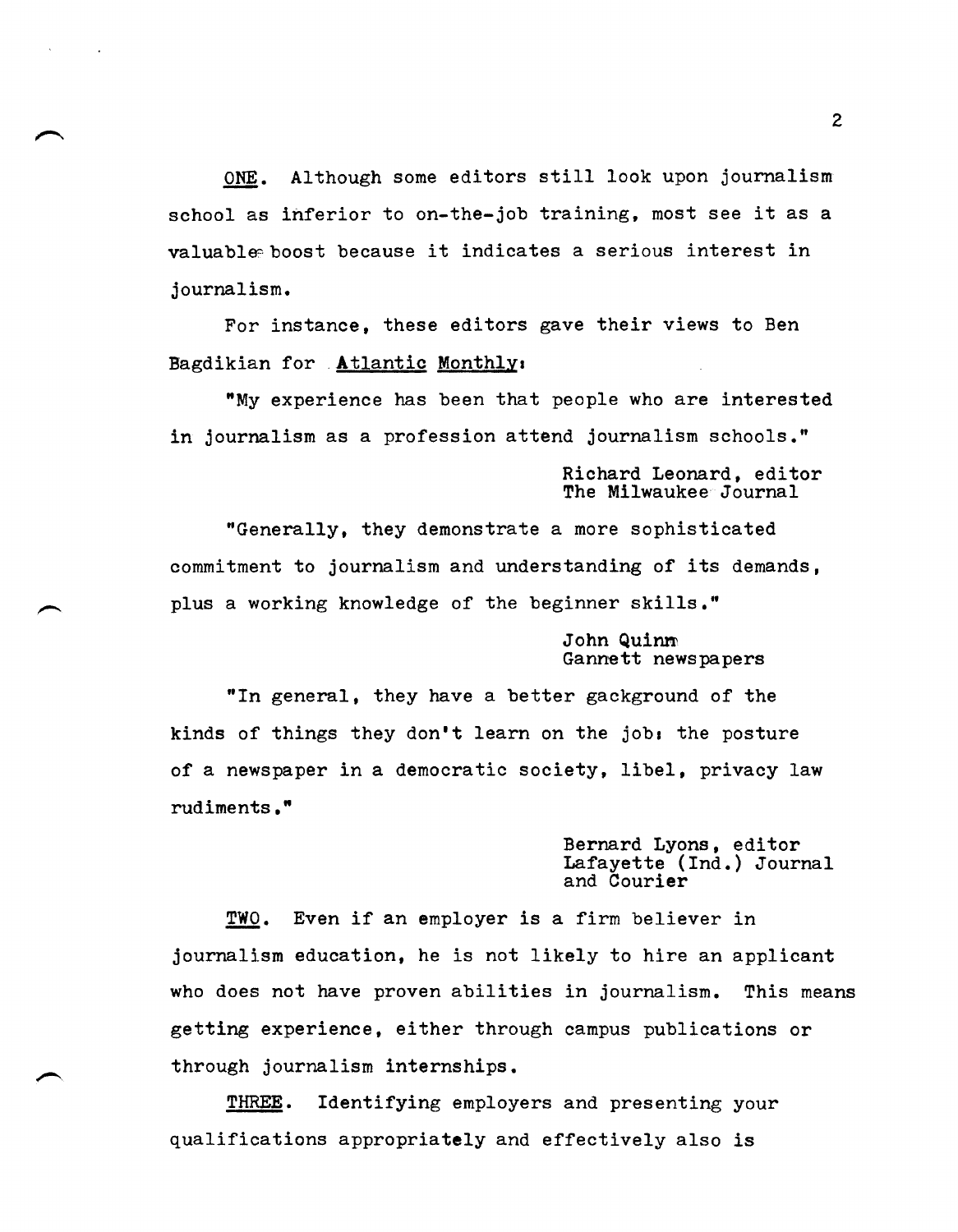ONE. Although some editors still look upon journalism school as inferior to on-the-job training, most see it as a valuable boost because it indicates a serious interest in journalism.

For instance, these editors gave their views to Ben Bagdikian for **Atlantic Monthly**:

"My experience has been that people who are interested in journalism as a profession attend journalism schools."

Richard Leonard, editor
The Milwaukee Journal

"Generally, they demonstrate a more sophisticated commitment to journalism and understanding of its demands, plus a working knowledge of the beginner skills."

John Quinn
Gannett newspapers

"In general, they have a better gackground of the kinds of things they don't learn on the job: the posture of a newspaper in a democratic society, libel, privacy law rudiments."

Bernard Lyons, editor
Lafayette (Ind.) Journal
and Courier

TWO. Even if an employer is a firm believer in journalism education, he is not likely to hire an applicant who does not have proven abilities in journalism. This means getting experience, either through campus publications or through journalism internships.

THREE. Identifying employers and presenting your qualifications appropriately and effectively also is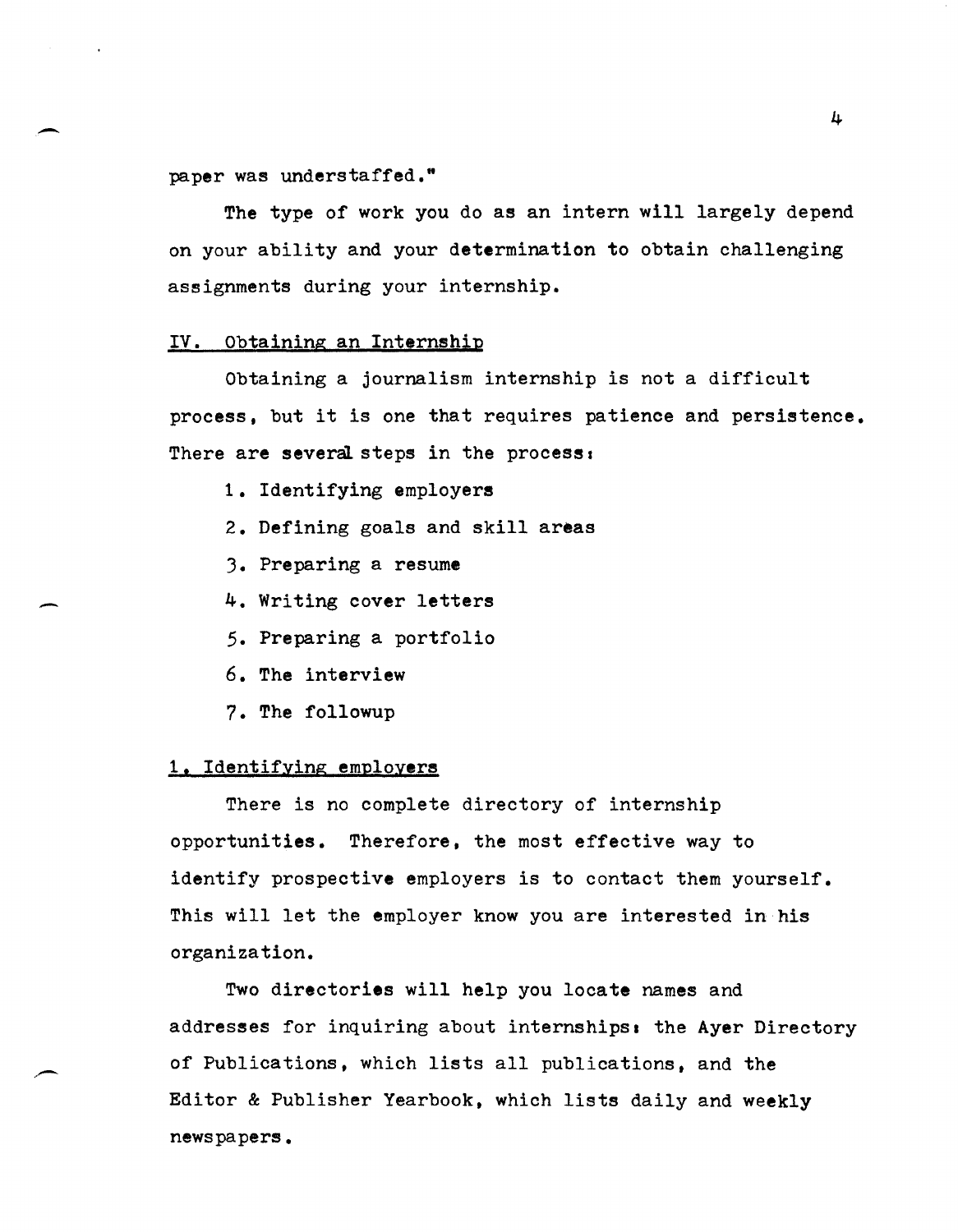paper was understaffed."

The type of work you do as an intern will largely depend on your ability and your determination to obtain challenging assignments during your internship.

## IV. Obtaining an Internship

Obtaining a journalism internship is not a difficult process, but it is one that requires patience and persistence. There are several steps in the process:

1. Identifying employers
2. Defining goals and skill areas
3. Preparing a resume
4. Writing cover letters
5. Preparing a portfolio
6. The interview
7. The followup

### 1. Identifying employers

There is no complete directory of internship opportunities. Therefore, the most effective way to identify prospective employers is to contact them yourself. This will let the employer know you are interested in his organization.

Two directories will help you locate names and addresses for inquiring about internships: the Ayer Directory of Publications, which lists all publications, and the Editor & Publisher Yearbook, which lists daily and weekly newspapers.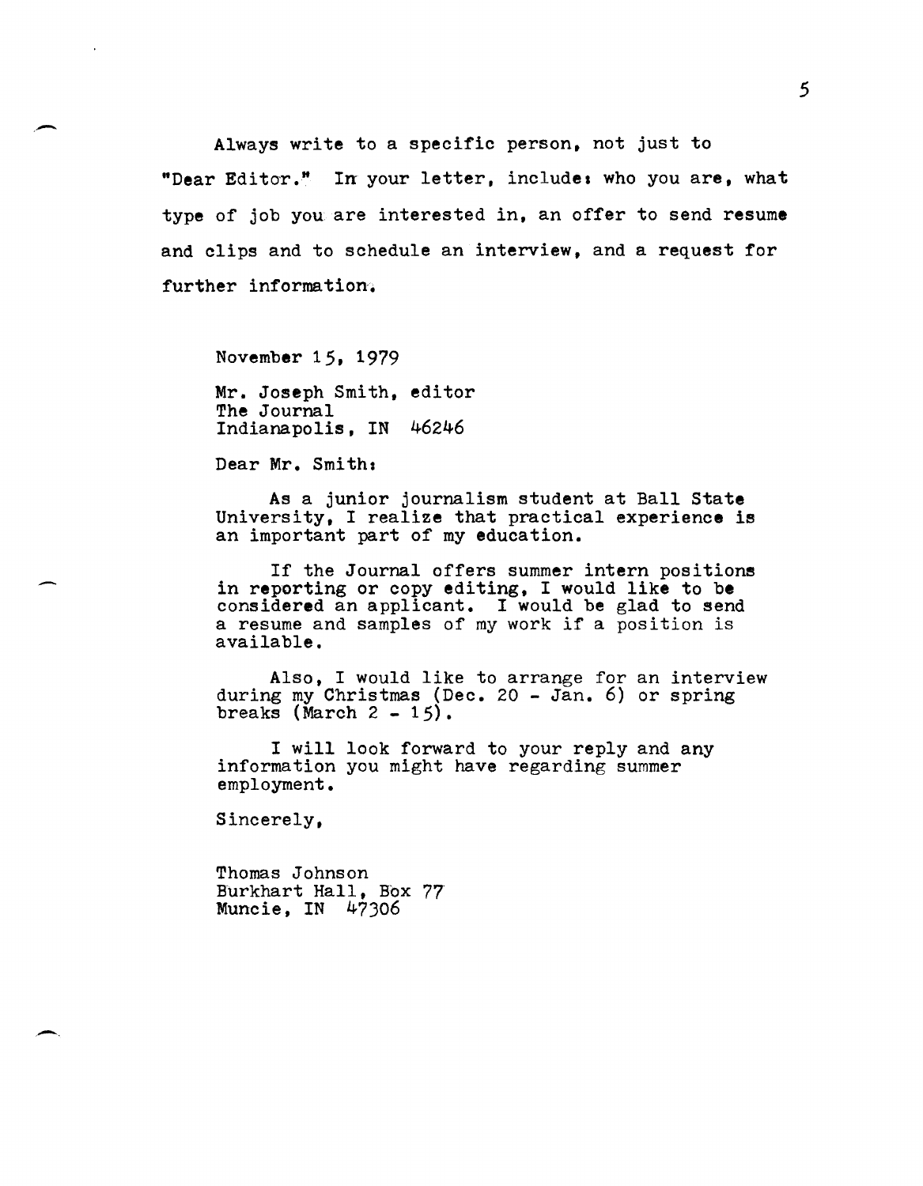Always write to a specific person, not just to "Dear Editor." In your letter, include: who you are, what type of job you are interested in, an offer to send resume and clips and to schedule an interview, and a request for further information.

November 15, 1979

Mr. Joseph Smith, editor
The Journal
Indianapolis, IN 46246

Dear Mr. Smith:

As a junior journalism student at Ball State University, I realize that practical experience is an important part of my education.

If the Journal offers summer intern positions in reporting or copy editing, I would like to be considered an applicant. I would be glad to send a resume and samples of my work if a position is available.

Also, I would like to arrange for an interview during my Christmas (Dec. 20 - Jan. 6) or spring breaks (March 2 - 15).

I will look forward to your reply and any information you might have regarding summer employment.

Sincerely,

Thomas Johnson
Burkhart Hall, Box 77
Muncie, IN 47306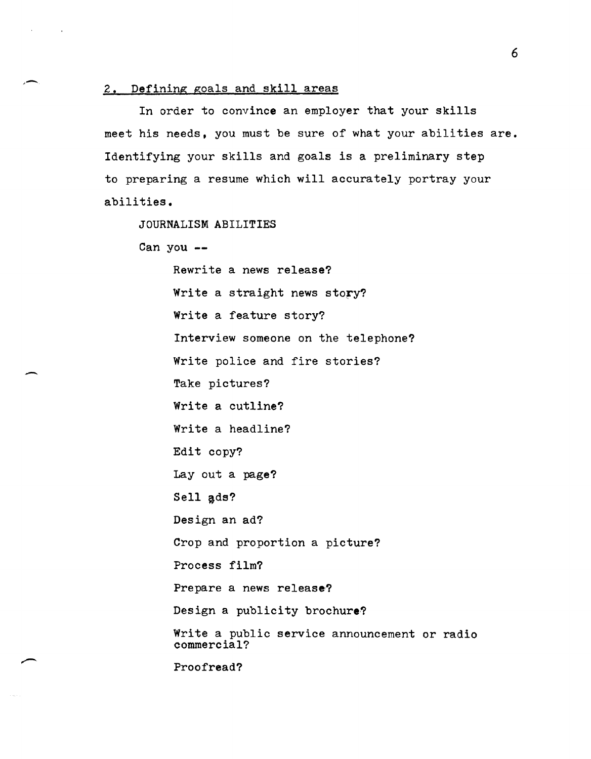## 2. Defining goals and skill areas

In order to convince an employer that your skills meet his needs, you must be sure of what your abilities are. Identifying your skills and goals is a preliminary step to preparing a resume which will accurately portray your abilities.

JOURNALISM ABILITIES

Can you --

- Rewrite a news release?
- Write a straight news story?
- Write a feature story?
- Interview someone on the telephone?
- Write police and fire stories?
- Take pictures?
- Write a cutline?
- Write a headline?
- Edit copy?
- Lay out a page?
- Sell ads?
- Design an ad?
- Crop and proportion a picture?
- Process film?
- Prepare a news release?
- Design a publicity brochure?
- Write a public service announcement or radio commercial?
- Proofread?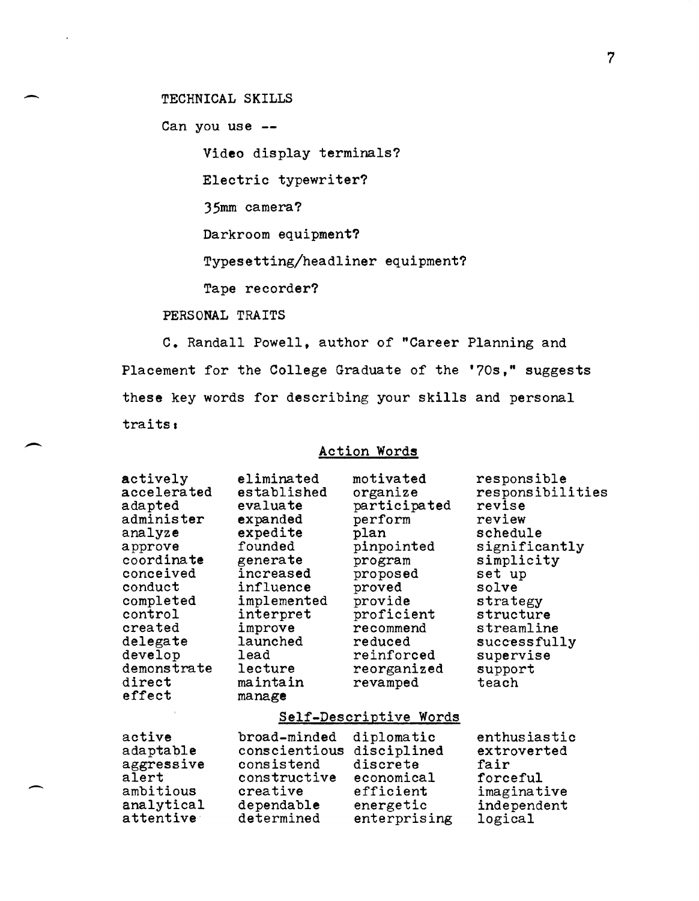TECHNICAL SKILLS

Can you use --

Video display terminals?

Electric typewriter?

35mm camera?

Darkroom equipment?

Typesetting/headliner equipment?

Tape recorder?

PERSONAL TRAITS

C. Randall Powell, author of "Career Planning and Placement for the College Graduate of the '70s," suggests these key words for describing your skills and personal traits:

## Action Words

| | | | |
|---|---|---|---|
| actively | eliminated | motivated | responsible |
| accelerated | established | organize | responsibilities |
| adapted | evaluate | participated | revise |
| administer | expanded | perform | review |
| analyze | expedite | plan | schedule |
| approve | founded | pinpointed | significantly |
| coordinate | generate | program | simplicity |
| conceived | increased | proposed | set up |
| conduct | influence | proved | solve |
| completed | implemented | provide | strategy |
| control | interpret | proficient | structure |
| created | improve | recommend | streamline |
| delegate | launched | reduced | successfully |
| develop | lead | reinforced | supervise |
| demonstrate | lecture | reorganized | support |
| direct | maintain | revamped | teach |
| effect | manage | | |

## Self-Descriptive Words

| | | | |
|---|---|---|---|
| active | broad-minded | diplomatic | enthusiastic |
| adaptable | conscientious | disciplined | extroverted |
| aggressive | consistend | discrete | fair |
| alert | constructive | economical | forceful |
| ambitious | creative | efficient | imaginative |
| analytical | dependable | energetic | independent |
| attentive | determined | enterprising | logical |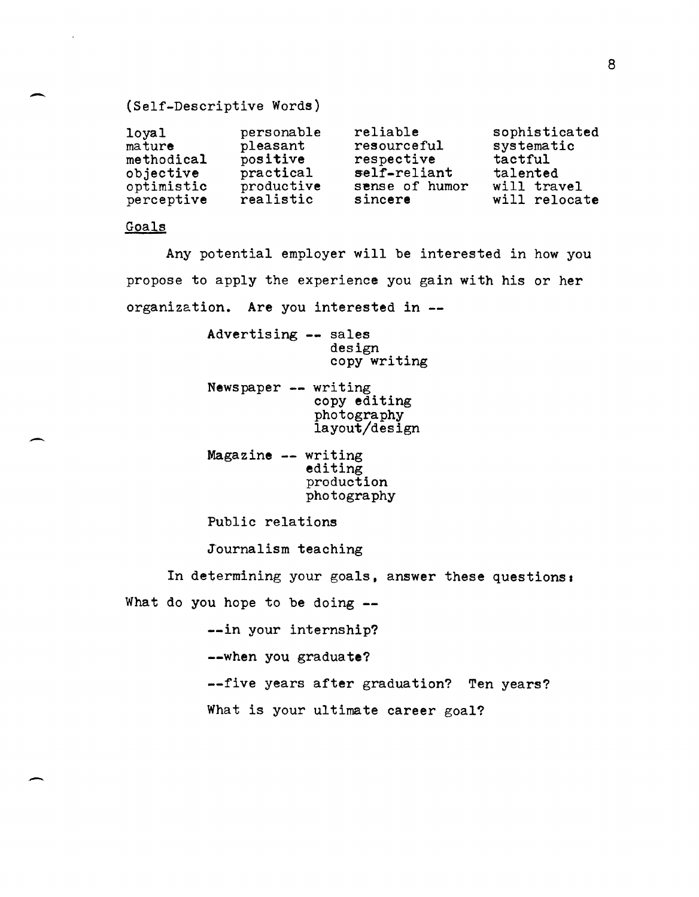(Self-Descriptive Words)

| | | | |
|---|---|---|---|
| loyal | personable | reliable | sophisticated |
| mature | pleasant | resourceful | systematic |
| methodical | positive | respective | tactful |
| objective | practical | self-reliant | talented |
| optimistic | productive | sense of humor | will travel |
| perceptive | realistic | sincere | will relocate |

## Goals

Any potential employer will be interested in how you propose to apply the experience you gain with his or her organization. Are you interested in --

Advertising -- sales
- design
- copy writing

Newspaper -- writing
- copy editing
- photography
- layout/design

Magazine -- writing
- editing
- production
- photography

Public relations

Journalism teaching

In determining your goals, answer these questions:

What do you hope to be doing --

--in your internship?

--when you graduate?

--five years after graduation? Ten years?

What is your ultimate career goal?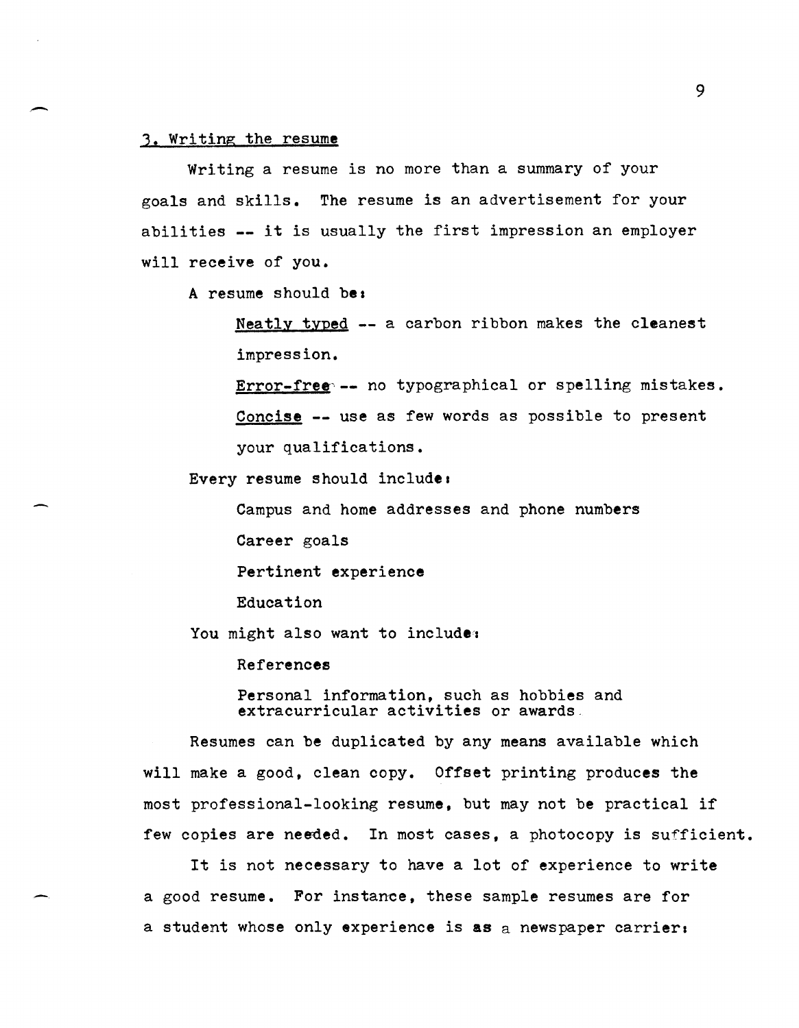### 3. Writing the resume

Writing a resume is no more than a summary of your goals and skills. The resume is an advertisement for your abilities -- it is usually the first impression an employer will receive of you.

A resume should be:

> Neatly typed -- a carbon ribbon makes the cleanest impression.
>
> Error-free -- no typographical or spelling mistakes.
>
> Concise -- use as few words as possible to present your qualifications.

Every resume should include:

> Campus and home addresses and phone numbers
>
> Career goals
>
> Pertinent experience
>
> Education

You might also want to include:

> References
>
> Personal information, such as hobbies and extracurricular activities or awards.

Resumes can be duplicated by any means available which will make a good, clean copy. Offset printing produces the most professional-looking resume, but may not be practical if few copies are needed. In most cases, a photocopy is sufficient.

It is not necessary to have a lot of experience to write a good resume. For instance, these sample resumes are for a student whose only experience is as a newspaper carrier: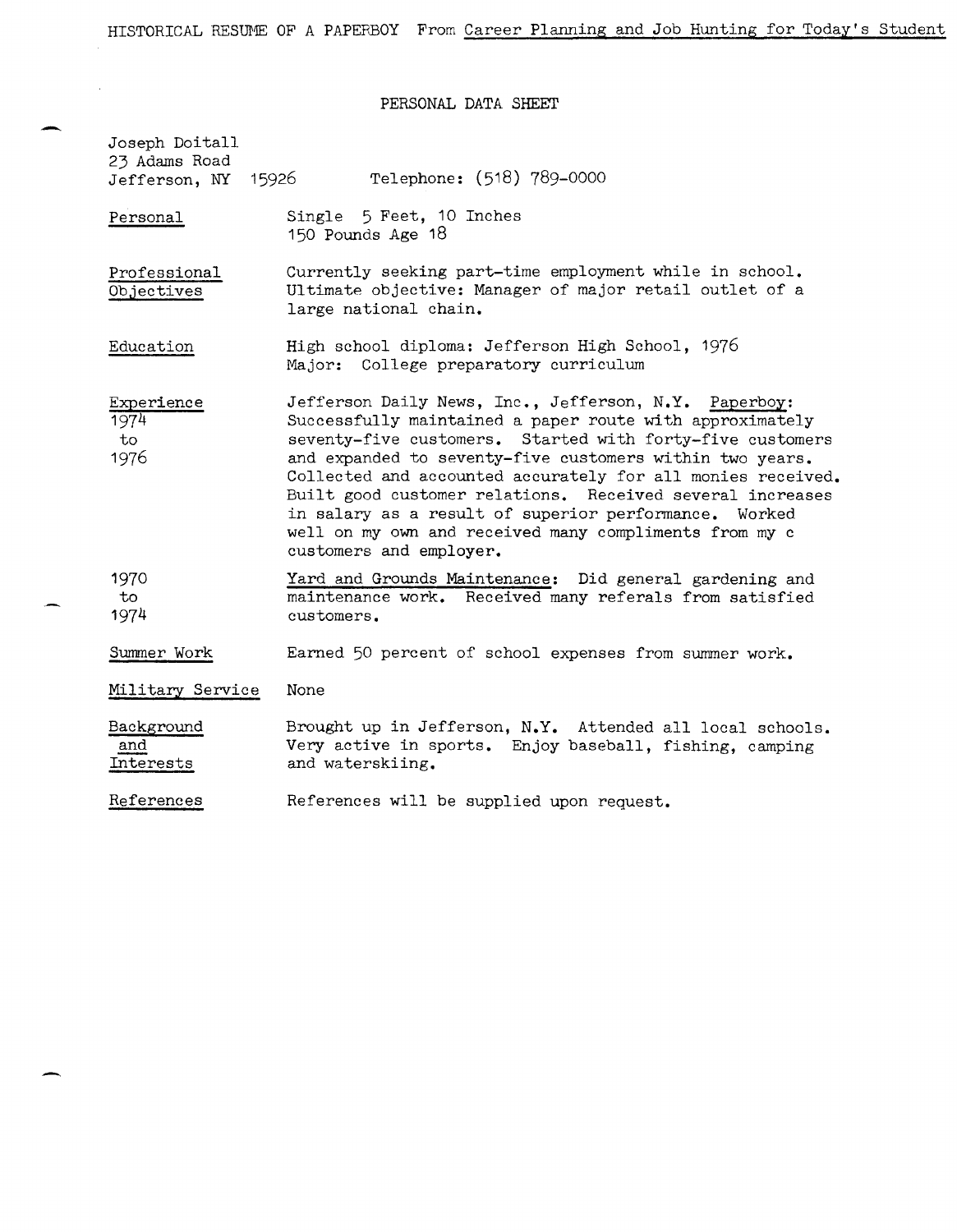HISTORICAL RESUME OF A PAPERBOY From Career Planning and Job Hunting for Today's Student

# PERSONAL DATA SHEET

Joseph Doitall
23 Adams Road
Jefferson, NY 15926 Telephone: (518) 789-0000

| | |
|---|---|
| Personal | Single 5 Feet, 10 Inches<br>150 Pounds Age 18 |
| Professional Objectives | Currently seeking part-time employment while in school. Ultimate objective: Manager of major retail outlet of a large national chain. |
| Education | High school diploma: Jefferson High School, 1976<br>Major: College preparatory curriculum |
| Experience<br>1974 to 1976 | Jefferson Daily News, Inc., Jefferson, N.Y. Paperboy: Successfully maintained a paper route with approximately seventy-five customers. Started with forty-five customers and expanded to seventy-five customers within two years. Collected and accounted accurately for all monies received. Built good customer relations. Received several increases in salary as a result of superior performance. Worked well on my own and received many compliments from my c customers and employer. |
| 1970 to 1974 | Yard and Grounds Maintenance: Did general gardening and maintenance work. Received many referals from satisfied customers. |
| Summer Work | Earned 50 percent of school expenses from summer work. |
| Military Service | None |
| Background and Interests | Brought up in Jefferson, N.Y. Attended all local schools. Very active in sports. Enjoy baseball, fishing, camping and waterskiing. |
| References | References will be supplied upon request. |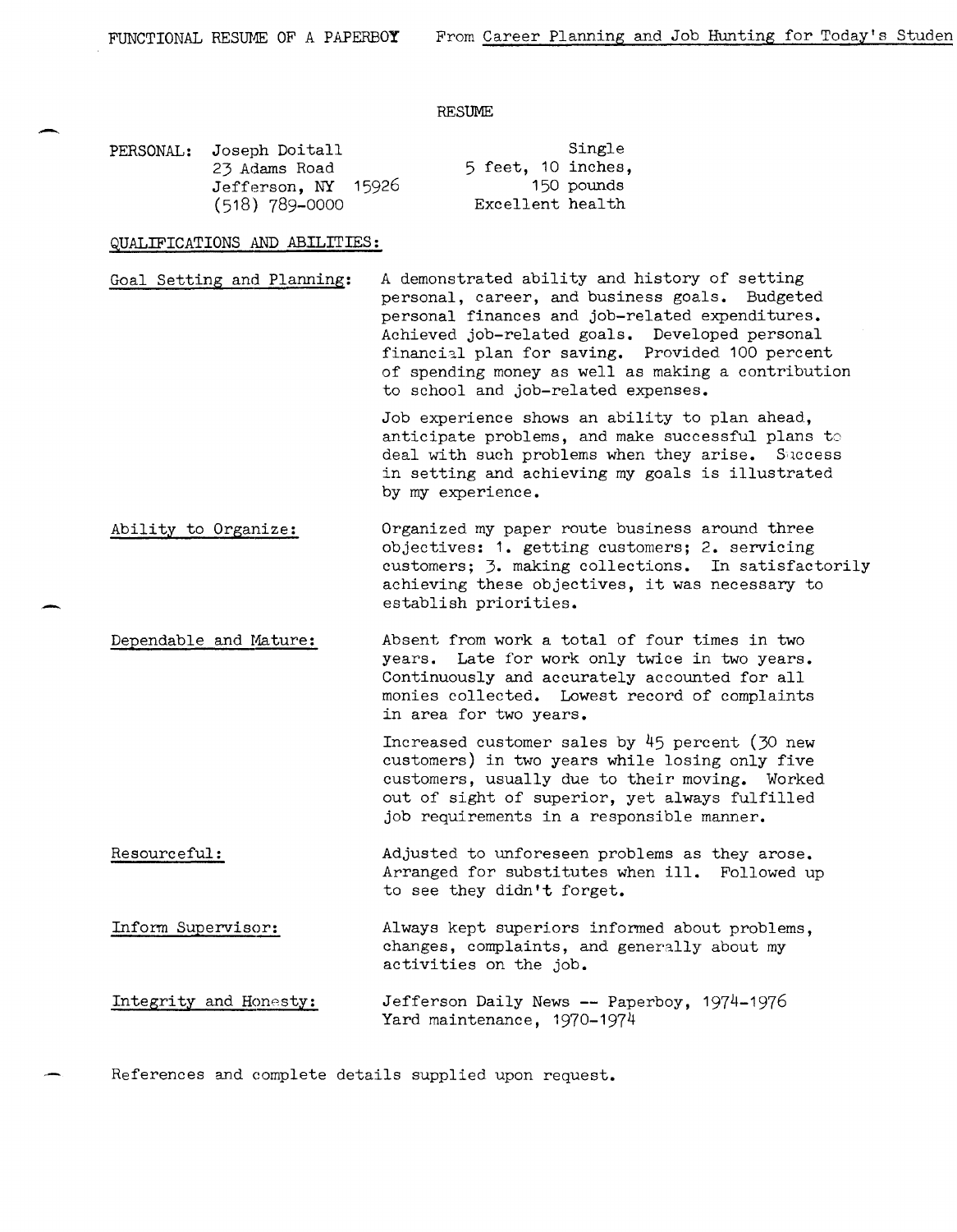FUNCTIONAL RESUME OF A PAPERBOY From Career Planning and Job Hunting for Today's Studen

# RESUME

**PERSONAL:** Joseph Doitall
23 Adams Road
Jefferson, NY 15926
(518) 789-0000

Single
5 feet, 10 inches,
150 pounds
Excellent health

## QUALIFICATIONS AND ABILITIES:

**Goal Setting and Planning:**
A demonstrated ability and history of setting personal, career, and business goals. Budgeted personal finances and job-related expenditures. Achieved job-related goals. Developed personal financial plan for saving. Provided 100 percent of spending money as well as making a contribution to school and job-related expenses.

Job experience shows an ability to plan ahead, anticipate problems, and make successful plans to deal with such problems when they arise. Success in setting and achieving my goals is illustrated by my experience.

**Ability to Organize:**
Organized my paper route business around three objectives: 1. getting customers; 2. servicing customers; 3. making collections. In satisfactorily achieving these objectives, it was necessary to establish priorities.

**Dependable and Mature:**
Absent from work a total of four times in two years. Late for work only twice in two years. Continuously and accurately accounted for all monies collected. Lowest record of complaints in area for two years.

Increased customer sales by 45 percent (30 new customers) in two years while losing only five customers, usually due to their moving. Worked out of sight of superior, yet always fulfilled job requirements in a responsible manner.

**Resourceful:**
Adjusted to unforeseen problems as they arose. Arranged for substitutes when ill. Followed up to see they didn't forget.

**Inform Supervisor:**
Always kept superiors informed about problems, changes, complaints, and generally about my activities on the job.

**Integrity and Honesty:**
Jefferson Daily News -- Paperboy, 1974-1976
Yard maintenance, 1970-1974

References and complete details supplied upon request.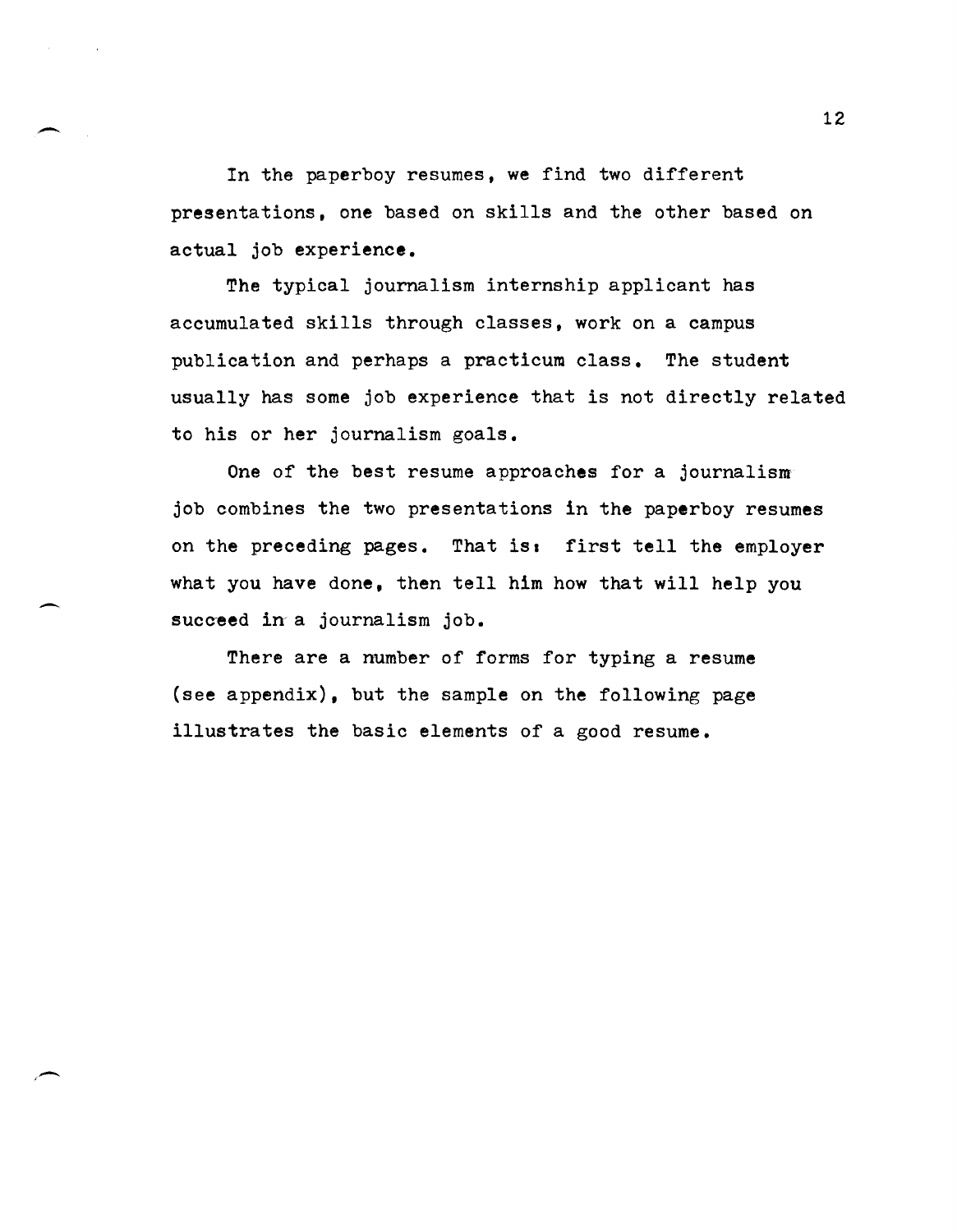In the paperboy resumes, we find two different presentations, one based on skills and the other based on actual job experience.

The typical journalism internship applicant has accumulated skills through classes, work on a campus publication and perhaps a practicum class. The student usually has some job experience that is not directly related to his or her journalism goals.

One of the best resume approaches for a journalism job combines the two presentations in the paperboy resumes on the preceding pages. That is: first tell the employer what you have done, then tell him how that will help you succeed in a journalism job.

There are a number of forms for typing a resume (see appendix), but the sample on the following page illustrates the basic elements of a good resume.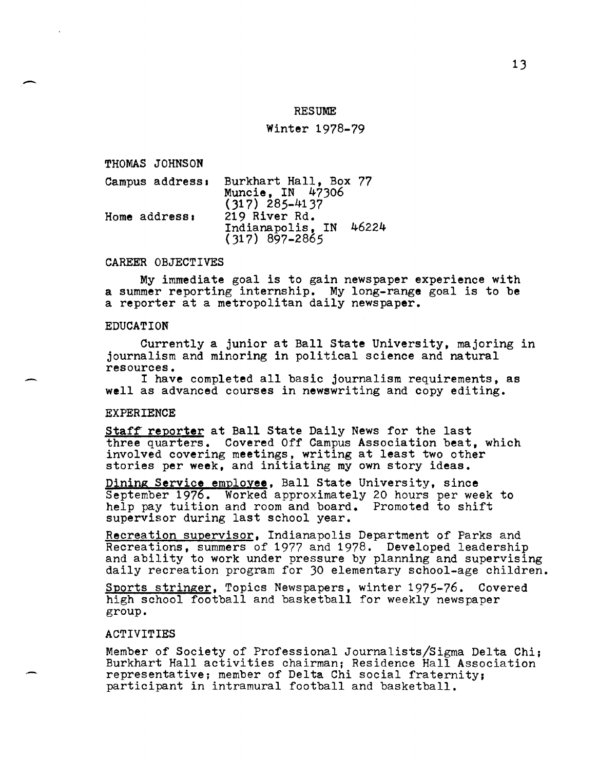# RESUME

Winter 1978-79

THOMAS JOHNSON

| | |
|---|---|
| Campus address: | Burkhart Hall, Box 77<br>Muncie, IN 47306<br>(317) 285-4137 |
| Home address: | 219 River Rd.<br>Indianapolis, IN 46224<br>(317) 897-2865 |

## CAREER OBJECTIVES

My immediate goal is to gain newspaper experience with a summer reporting internship. My long-range goal is to be a reporter at a metropolitan daily newspaper.

## EDUCATION

Currently a junior at Ball State University, majoring in journalism and minoring in political science and natural resources.

I have completed all basic journalism requirements, as well as advanced courses in newswriting and copy editing.

## EXPERIENCE

Staff reporter at Ball State Daily News for the last three quarters. Covered Off Campus Association beat, which involved covering meetings, writing at least two other stories per week, and initiating my own story ideas.

Dining Service employee, Ball State University, since September 1976. Worked approximately 20 hours per week to help pay tuition and room and board. Promoted to shift supervisor during last school year.

Recreation supervisor, Indianapolis Department of Parks and Recreations, summers of 1977 and 1978. Developed leadership and ability to work under pressure by planning and supervising daily recreation program for 30 elementary school-age children.

Sports stringer, Topics Newspapers, winter 1975-76. Covered high school football and basketball for weekly newspaper group.

## ACTIVITIES

Member of Society of Professional Journalists/Sigma Delta Chi; Burkhart Hall activities chairman; Residence Hall Association representative; member of Delta Chi social fraternity; participant in intramural football and basketball.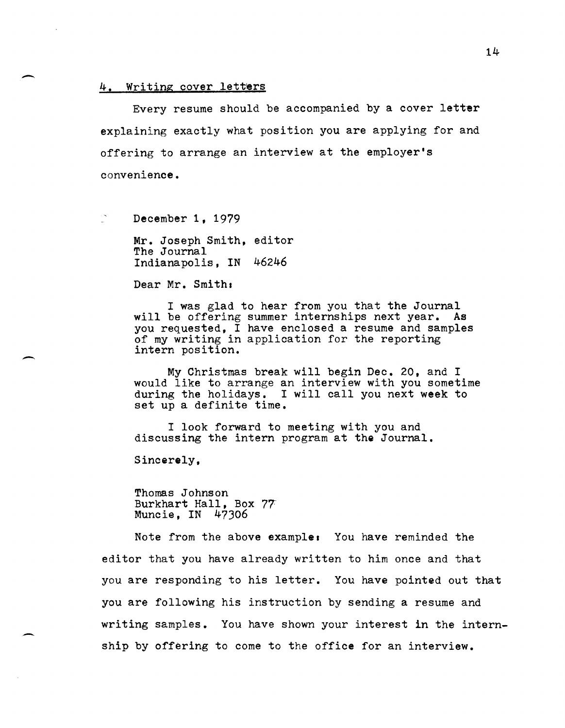## 4. Writing cover letters

Every resume should be accompanied by a cover letter explaining exactly what position you are applying for and offering to arrange an interview at the employer's convenience.

December 1, 1979

Mr. Joseph Smith, editor
The Journal
Indianapolis, IN 46246

Dear Mr. Smith:

I was glad to hear from you that the Journal will be offering summer internships next year. As you requested, I have enclosed a resume and samples of my writing in application for the reporting intern position.

My Christmas break will begin Dec. 20, and I would like to arrange an interview with you sometime during the holidays. I will call you next week to set up a definite time.

I look forward to meeting with you and discussing the intern program at the Journal.

Sincerely,

Thomas Johnson
Burkhart Hall, Box 77
Muncie, IN 47306

Note from the above example: You have reminded the editor that you have already written to him once and that you are responding to his letter. You have pointed out that you are following his instruction by sending a resume and writing samples. You have shown your interest in the internship by offering to come to the office for an interview.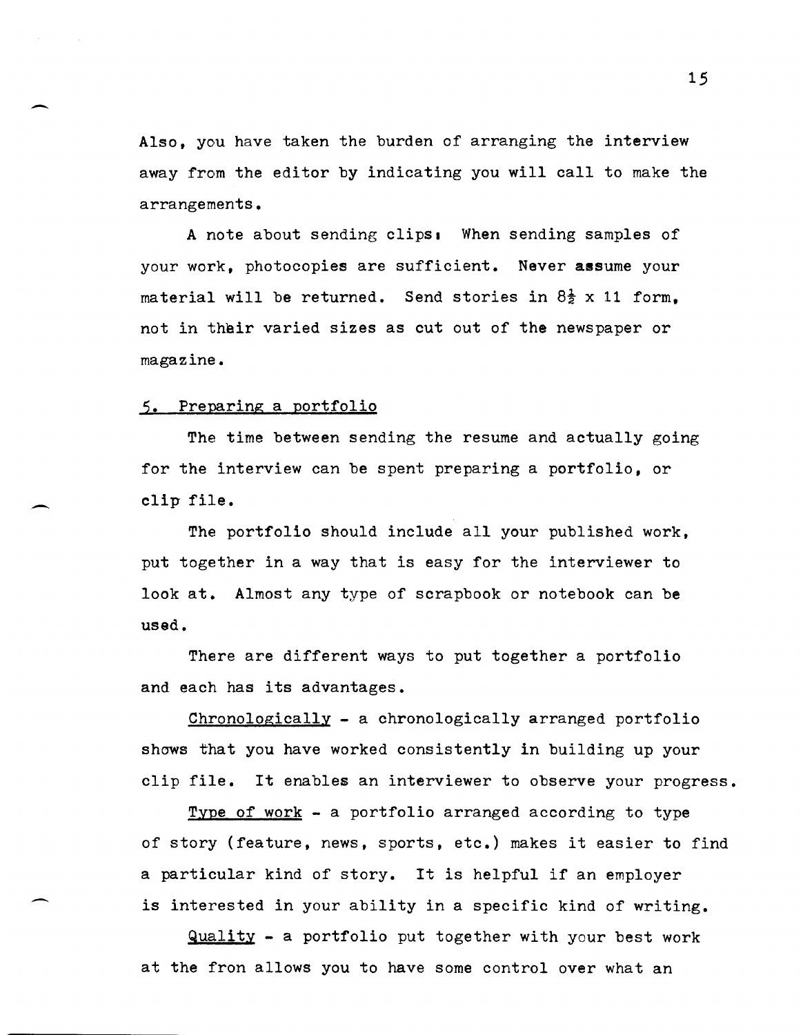Also, you have taken the burden of arranging the interview away from the editor by indicating you will call to make the arrangements.

A note about sending clips: When sending samples of your work, photocopies are sufficient. Never assume your material will be returned. Send stories in $8\frac{1}{2}$ x 11 form, not in their varied sizes as cut out of the newspaper or magazine.

## 5. Preparing a portfolio

The time between sending the resume and actually going for the interview can be spent preparing a portfolio, or clip file.

The portfolio should include all your published work, put together in a way that is easy for the interviewer to look at. Almost any type of scrapbook or notebook can be used.

There are different ways to put together a portfolio and each has its advantages.

Chronologically - a chronologically arranged portfolio shows that you have worked consistently in building up your clip file. It enables an interviewer to observe your progress.

Type of work - a portfolio arranged according to type of story (feature, news, sports, etc.) makes it easier to find a particular kind of story. It is helpful if an employer is interested in your ability in a specific kind of writing.

Quality - a portfolio put together with your best work at the fron allows you to have some control over what an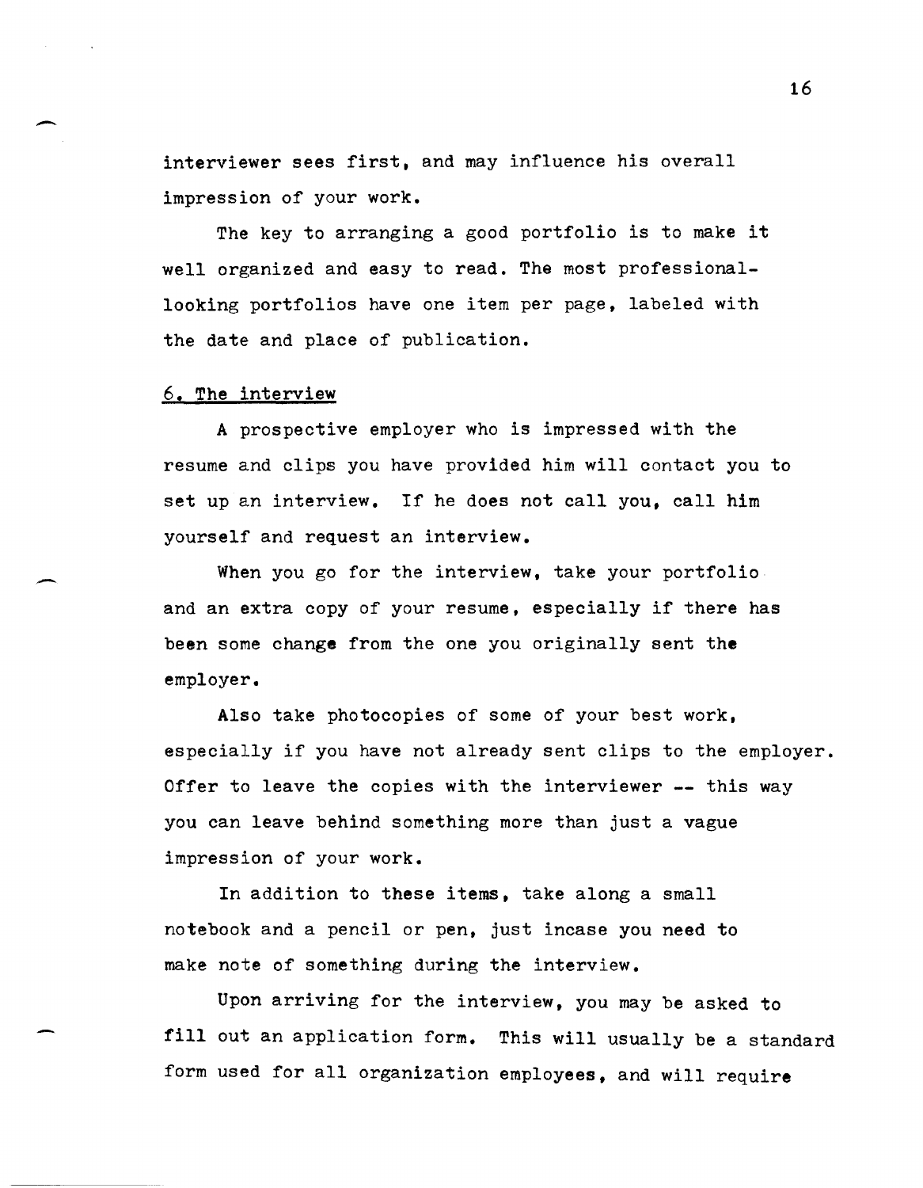interviewer sees first, and may influence his overall impression of your work.

The key to arranging a good portfolio is to make it well organized and easy to read. The most professional-looking portfolios have one item per page, labeled with the date and place of publication.

### 6. The interview

A prospective employer who is impressed with the resume and clips you have provided him will contact you to set up an interview. If he does not call you, call him yourself and request an interview.

When you go for the interview, take your portfolio and an extra copy of your resume, especially if there has been some change from the one you originally sent the employer.

Also take photocopies of some of your best work, especially if you have not already sent clips to the employer. Offer to leave the copies with the interviewer -- this way you can leave behind something more than just a vague impression of your work.

In addition to these items, take along a small notebook and a pencil or pen, just incase you need to make note of something during the interview.

Upon arriving for the interview, you may be asked to fill out an application form. This will usually be a standard form used for all organization employees, and will require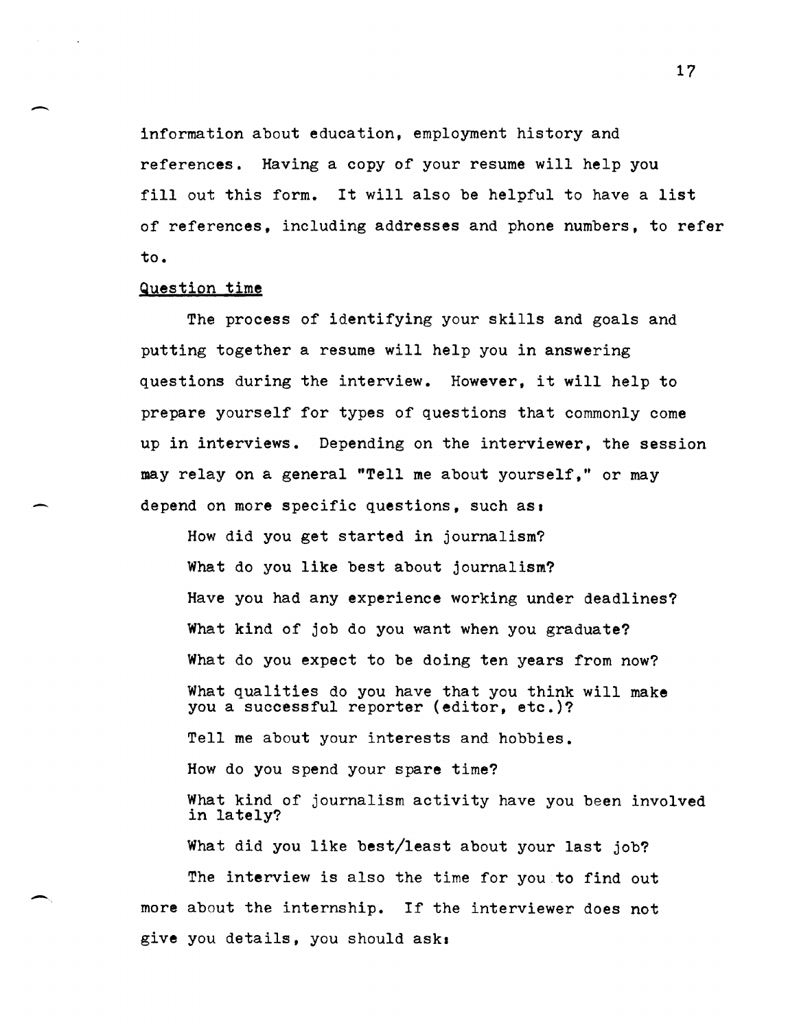information about education, employment history and references. Having a copy of your resume will help you fill out this form. It will also be helpful to have a list of references, including addresses and phone numbers, to refer to.

<u>Question time</u>

The process of identifying your skills and goals and putting together a resume will help you in answering questions during the interview. However, it will help to prepare yourself for types of questions that commonly come up in interviews. Depending on the interviewer, the session may relay on a general "Tell me about yourself," or may depend on more specific questions, such as:

> How did you get started in journalism?
>
> What do you like best about journalism?
>
> Have you had any experience working under deadlines?
>
> What kind of job do you want when you graduate?
>
> What do you expect to be doing ten years from now?
>
> What qualities do you have that you think will make you a successful reporter (editor, etc.)?
>
> Tell me about your interests and hobbies.
>
> How do you spend your spare time?
>
> What kind of journalism activity have you been involved in lately?
>
> What did you like best/least about your last job?

The interview is also the time for you to find out more about the internship. If the interviewer does not give you details, you should ask: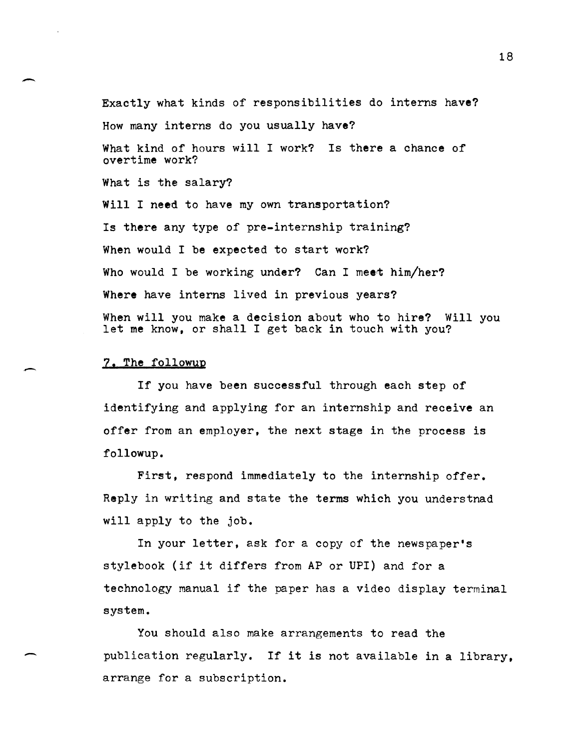Exactly what kinds of responsibilities do interns have?

How many interns do you usually have?

What kind of hours will I work? Is there a chance of overtime work?

What is the salary?

Will I need to have my own transportation?

Is there any type of pre-internship training?

When would I be expected to start work?

Who would I be working under? Can I meet him/her?

Where have interns lived in previous years?

When will you make a decision about who to hire? Will you let me know, or shall I get back in touch with you?

### 7. The followup

If you have been successful through each step of identifying and applying for an internship and receive an offer from an employer, the next stage in the process is followup.

First, respond immediately to the internship offer. Reply in writing and state the terms which you understnad will apply to the job.

In your letter, ask for a copy of the newspaper's stylebook (if it differs from AP or UPI) and for a technology manual if the paper has a video display terminal system.

You should also make arrangements to read the publication regularly. If it is not available in a library, arrange for a subscription.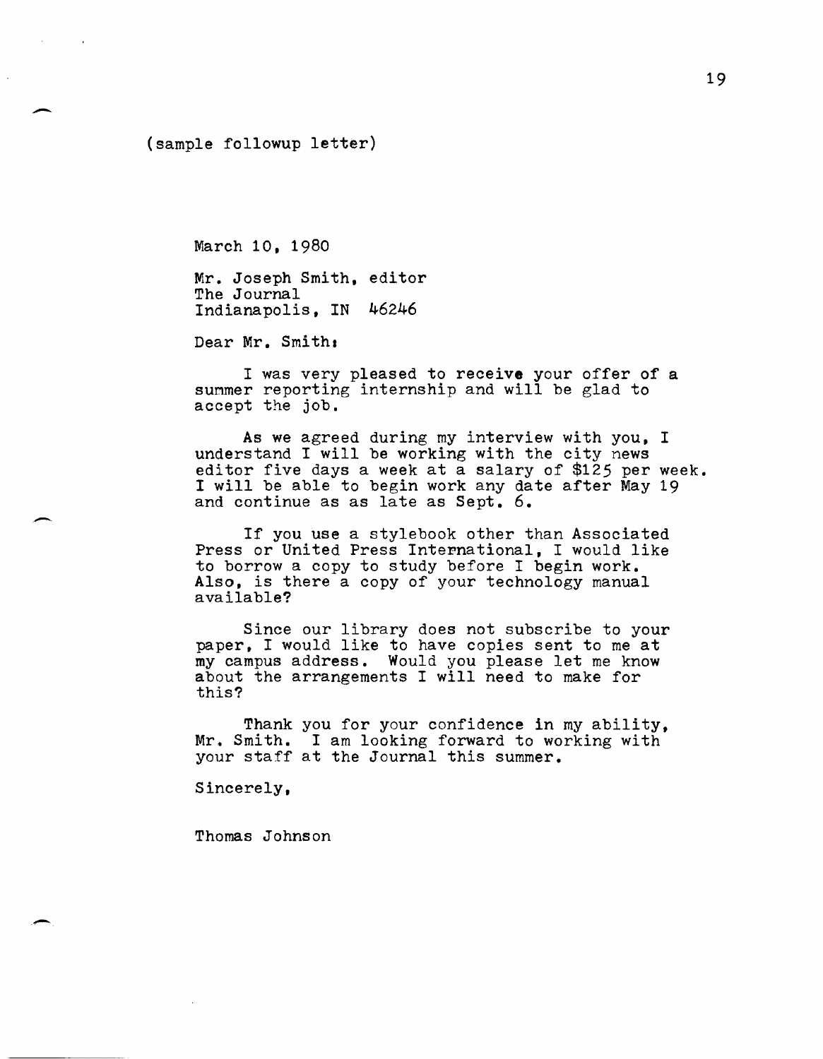(sample followup letter)

March 10, 1980

Mr. Joseph Smith, editor
The Journal
Indianapolis, IN 46246

Dear Mr. Smith:

I was very pleased to receive your offer of a summer reporting internship and will be glad to accept the job.

As we agreed during my interview with you, I understand I will be working with the city news editor five days a week at a salary of $125 per week. I will be able to begin work any date after May 19 and continue as as late as Sept. 6.

If you use a stylebook other than Associated Press or United Press International, I would like to borrow a copy to study before I begin work. Also, is there a copy of your technology manual available?

Since our library does not subscribe to your paper, I would like to have copies sent to me at my campus address. Would you please let me know about the arrangements I will need to make for this?

Thank you for your confidence in my ability, Mr. Smith. I am looking forward to working with your staff at the Journal this summer.

Sincerely,

Thomas Johnson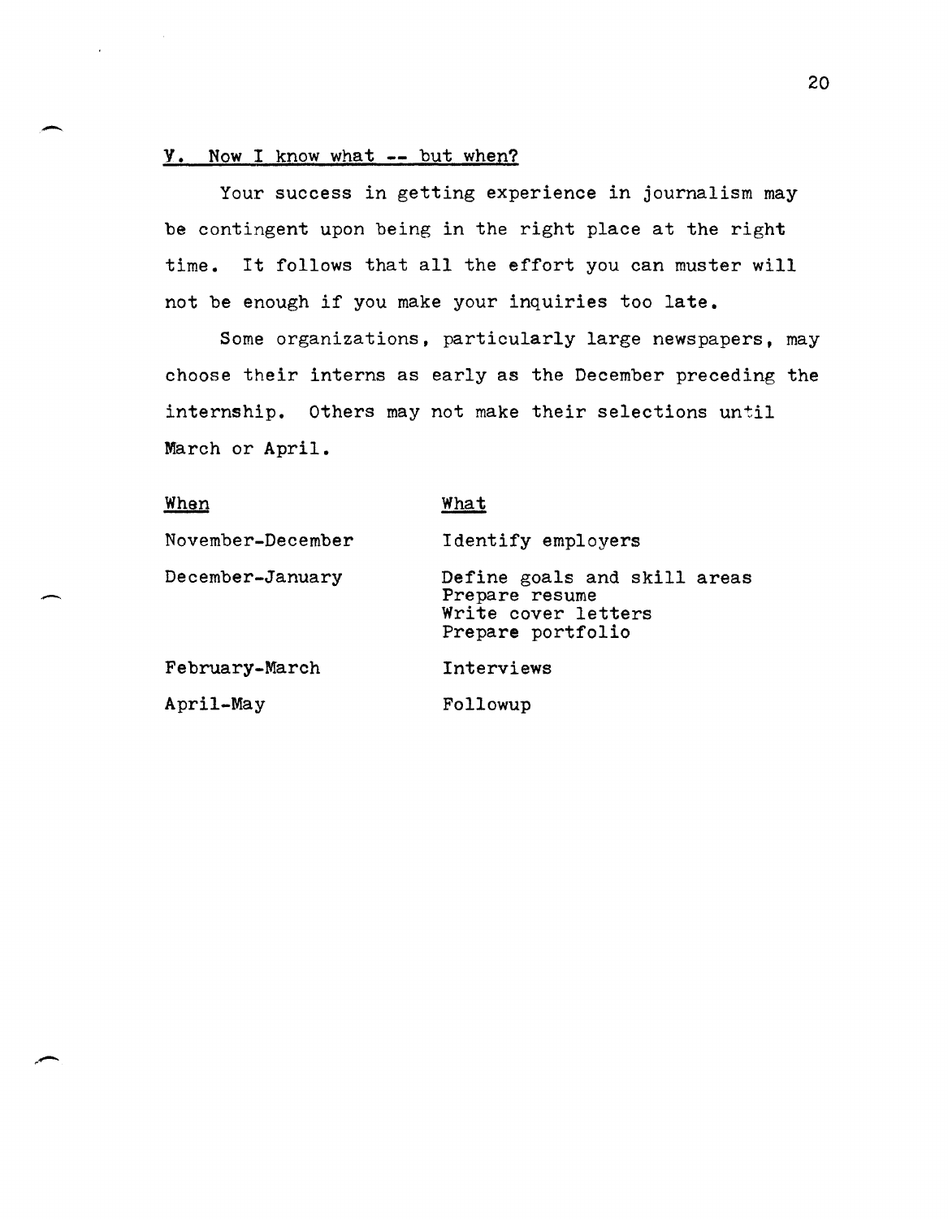## V. Now I know what -- but when?

Your success in getting experience in journalism may be contingent upon being in the right place at the right time. It follows that all the effort you can muster will not be enough if you make your inquiries too late.

Some organizations, particularly large newspapers, may choose their interns as early as the December preceding the internship. Others may not make their selections until March or April.

| When | What |
|---|---|
| November-December | Identify employers |
| December-January | Define goals and skill areas<br>Prepare resume<br>Write cover letters<br>Prepare portfolio |
| February-March | Interviews |
| April-May | Followup |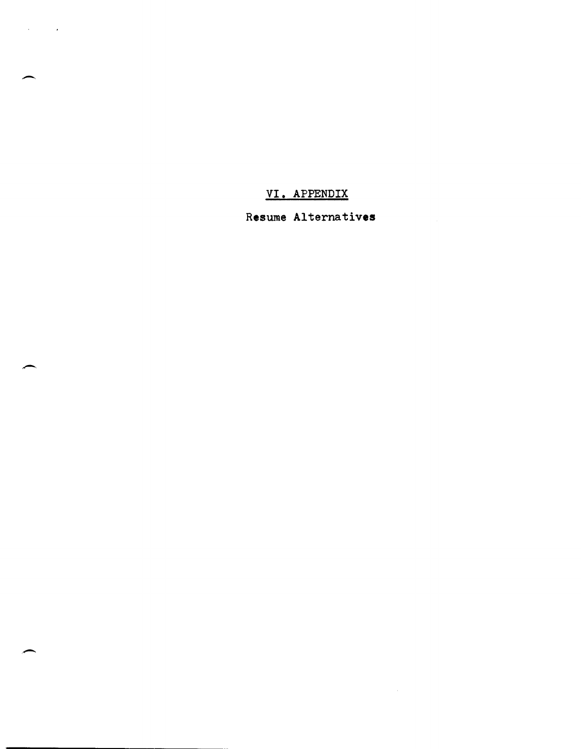# VI. APPENDIX

## Resume Alternatives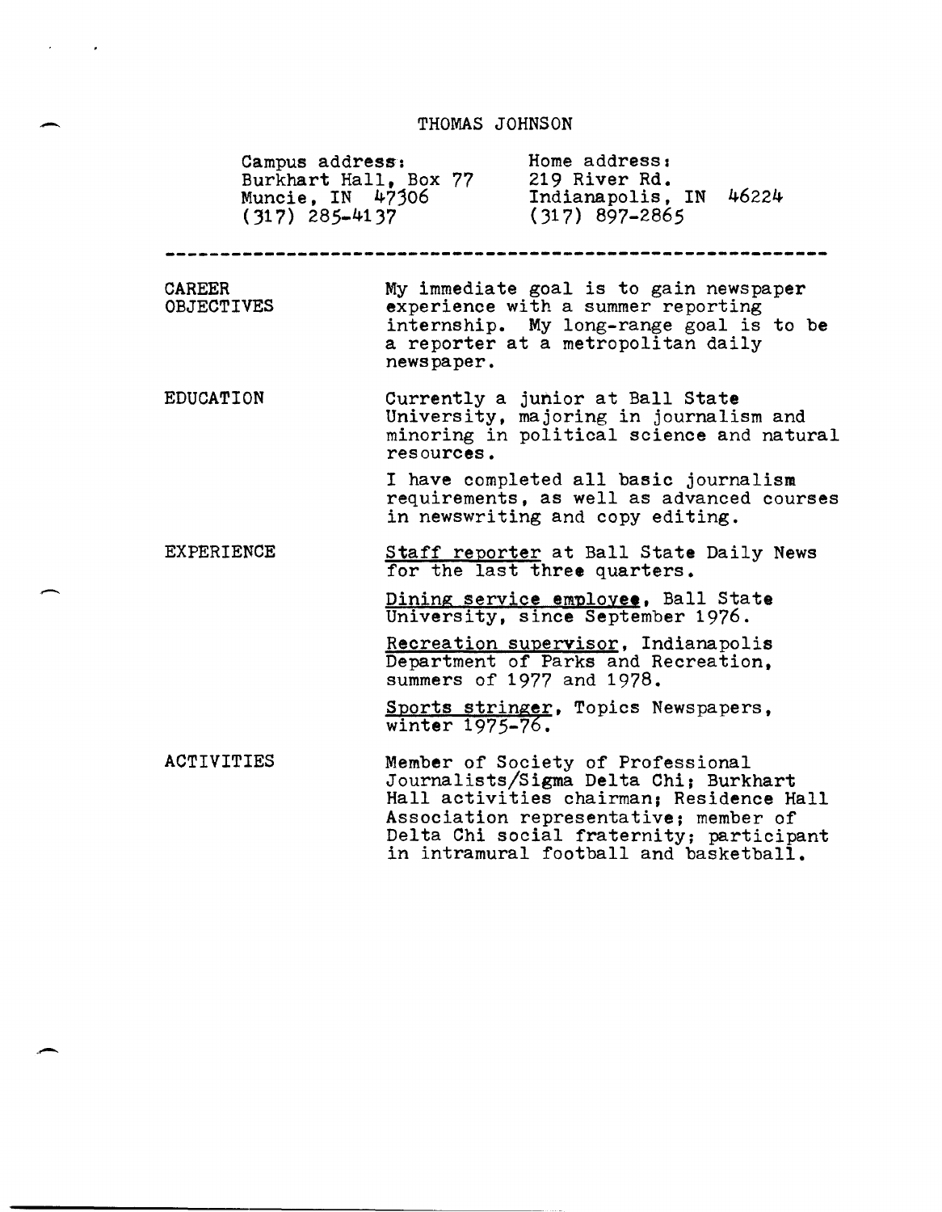# THOMAS JOHNSON

| Campus address: | Home address: |
| --- | --- |
| Burkhart Hall, Box 77 | 219 River Rd. |
| Muncie, IN 47306 | Indianapolis, IN 46224 |
| (317) 285-4137 | (317) 897-2865 |

---

**CAREER OBJECTIVES**

My immediate goal is to gain newspaper experience with a summer reporting internship. My long-range goal is to be a reporter at a metropolitan daily newspaper.

**EDUCATION**

Currently a junior at Ball State University, majoring in journalism and minoring in political science and natural resources.

I have completed all basic journalism requirements, as well as advanced courses in newswriting and copy editing.

**EXPERIENCE**

Staff reporter at Ball State Daily News for the last three quarters.

Dining service employee, Ball State University, since September 1976.

Recreation supervisor, Indianapolis Department of Parks and Recreation, summers of 1977 and 1978.

Sports stringer, Topics Newspapers, winter 1975-76.

**ACTIVITIES**

Member of Society of Professional Journalists/Sigma Delta Chi; Burkhart Hall activities chairman; Residence Hall Association representative; member of Delta Chi social fraternity; participant in intramural football and basketball.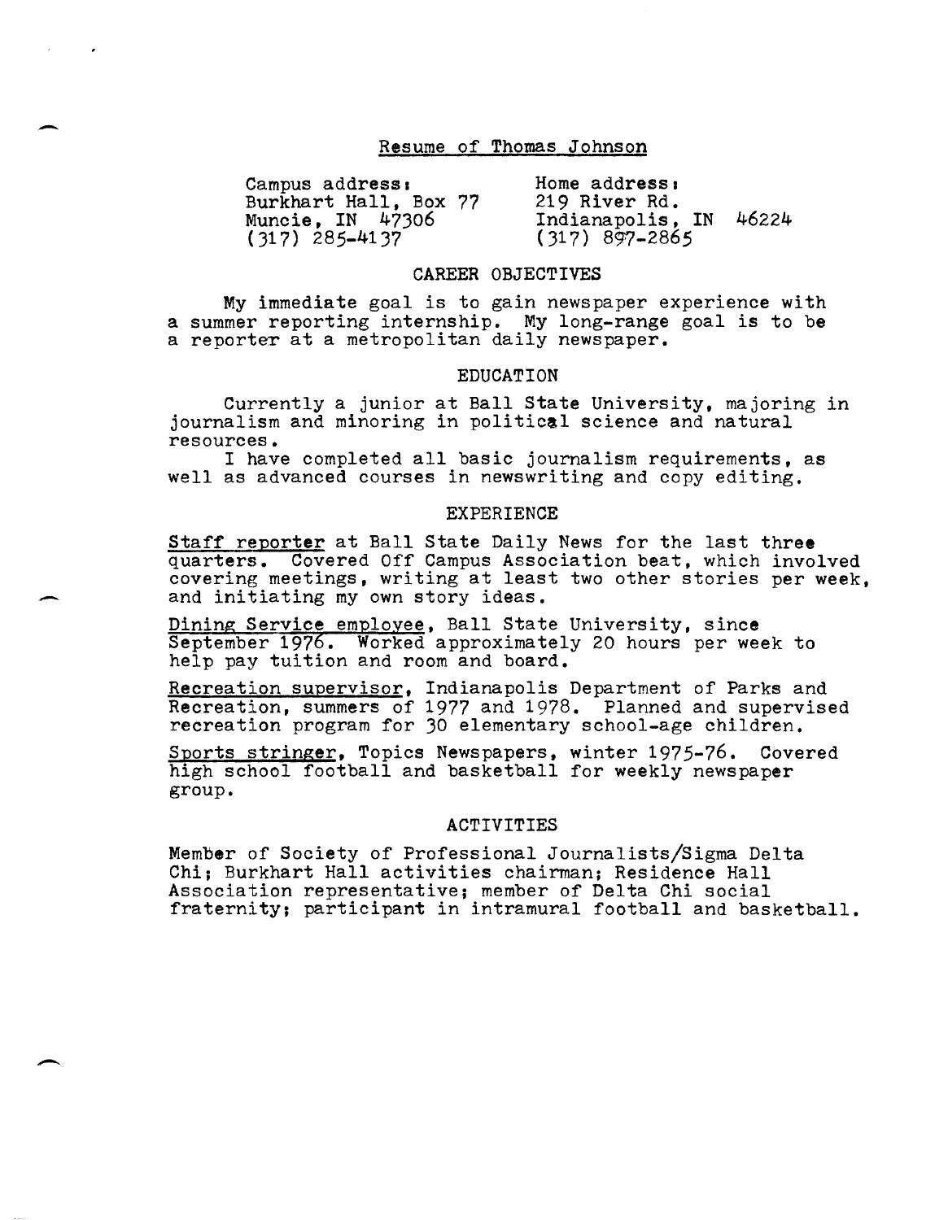# Resume of Thomas Johnson

| | |
|---|---|
| Campus address: | Home address: |
| Burkhart Hall, Box 77 | 219 River Rd. |
| Muncie, IN 47306 | Indianapolis, IN 46224 |
| (317) 285-4137 | (317) 897-2865 |

## CAREER OBJECTIVES

My immediate goal is to gain newspaper experience with a summer reporting internship. My long-range goal is to be a reporter at a metropolitan daily newspaper.

## EDUCATION

Currently a junior at Ball State University, majoring in journalism and minoring in political science and natural resources.

I have completed all basic journalism requirements, as well as advanced courses in newswriting and copy editing.

## EXPERIENCE

Staff reporter at Ball State Daily News for the last three quarters. Covered Off Campus Association beat, which involved covering meetings, writing at least two other stories per week, and initiating my own story ideas.

Dining Service employee, Ball State University, since September 1976. Worked approximately 20 hours per week to help pay tuition and room and board.

Recreation supervisor, Indianapolis Department of Parks and Recreation, summers of 1977 and 1978. Planned and supervised recreation program for 30 elementary school-age children.

Sports stringer, Topics Newspapers, winter 1975-76. Covered high school football and basketball for weekly newspaper group.

## ACTIVITIES

Member of Society of Professional Journalists/Sigma Delta Chi; Burkhart Hall activities chairman; Residence Hall Association representative; member of Delta Chi social fraternity; participant in intramural football and basketball.